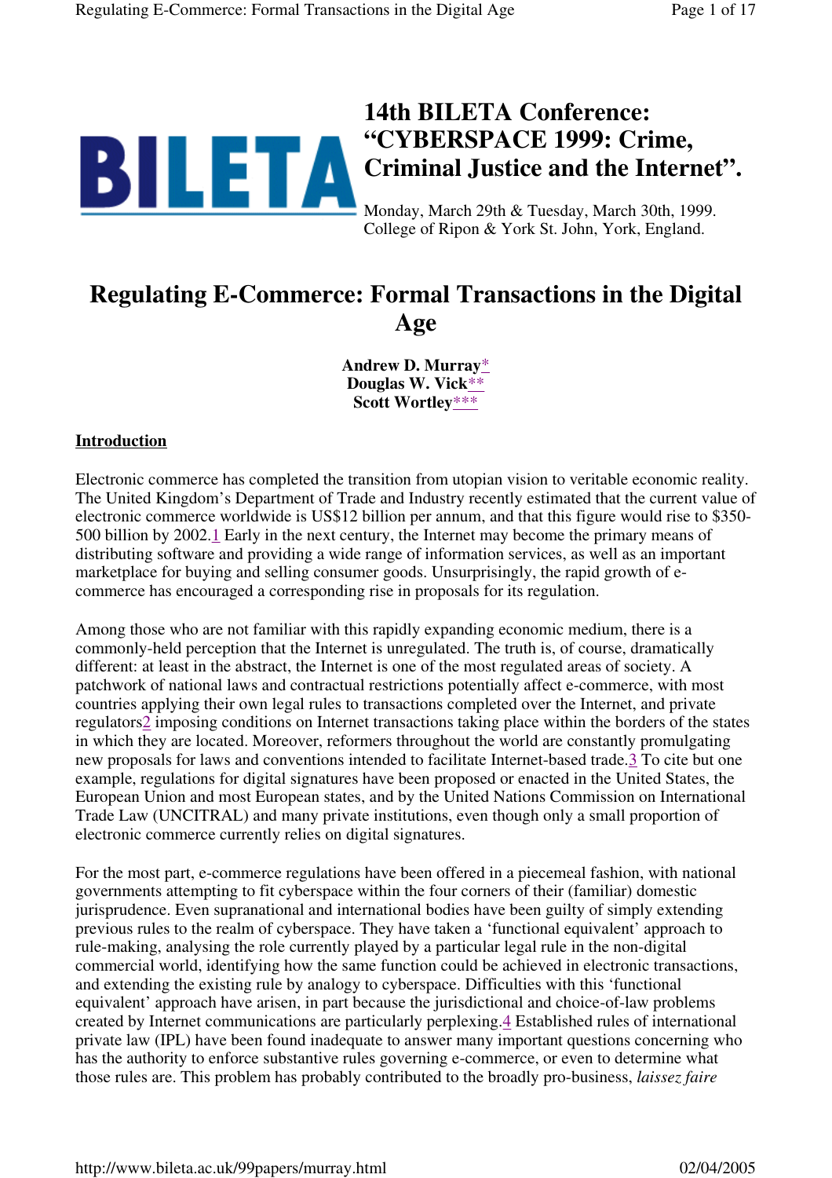# 14th BILETA Conference: "CYBERSPACE 1999: Crime, Criminal Justice and the Internet".

Monday, March 29th & Tuesday, March 30th, 1999.
College of Ripon & York St. John, York, England.

# Regulating E-Commerce: Formal Transactions in the Digital Age

**Andrew D. Murray***
**Douglas W. Vick****
**Scott Wortley*****

## Introduction

Electronic commerce has completed the transition from utopian vision to veritable economic reality. The United Kingdom's Department of Trade and Industry recently estimated that the current value of electronic commerce worldwide is US$12 billion per annum, and that this figure would rise to $350-500 billion by 2002.[1] Early in the next century, the Internet may become the primary means of distributing software and providing a wide range of information services, as well as an important marketplace for buying and selling consumer goods. Unsurprisingly, the rapid growth of e-commerce has encouraged a corresponding rise in proposals for its regulation.

Among those who are not familiar with this rapidly expanding economic medium, there is a commonly-held perception that the Internet is unregulated. The truth is, of course, dramatically different: at least in the abstract, the Internet is one of the most regulated areas of society. A patchwork of national laws and contractual restrictions potentially affect e-commerce, with most countries applying their own legal rules to transactions completed over the Internet, and private regulators[2] imposing conditions on Internet transactions taking place within the borders of the states in which they are located. Moreover, reformers throughout the world are constantly promulgating new proposals for laws and conventions intended to facilitate Internet-based trade.[3] To cite but one example, regulations for digital signatures have been proposed or enacted in the United States, the European Union and most European states, and by the United Nations Commission on International Trade Law (UNCITRAL) and many private institutions, even though only a small proportion of electronic commerce currently relies on digital signatures.

For the most part, e-commerce regulations have been offered in a piecemeal fashion, with national governments attempting to fit cyberspace within the four corners of their (familiar) domestic jurisprudence. Even supranational and international bodies have been guilty of simply extending previous rules to the realm of cyberspace. They have taken a 'functional equivalent' approach to rule-making, analysing the role currently played by a particular legal rule in the non-digital commercial world, identifying how the same function could be achieved in electronic transactions, and extending the existing rule by analogy to cyberspace. Difficulties with this 'functional equivalent' approach have arisen, in part because the jurisdictional and choice-of-law problems created by Internet communications are particularly perplexing.[4] Established rules of international private law (IPL) have been found inadequate to answer many important questions concerning who has the authority to enforce substantive rules governing e-commerce, or even to determine what those rules are. This problem has probably contributed to the broadly pro-business, *laissez faire*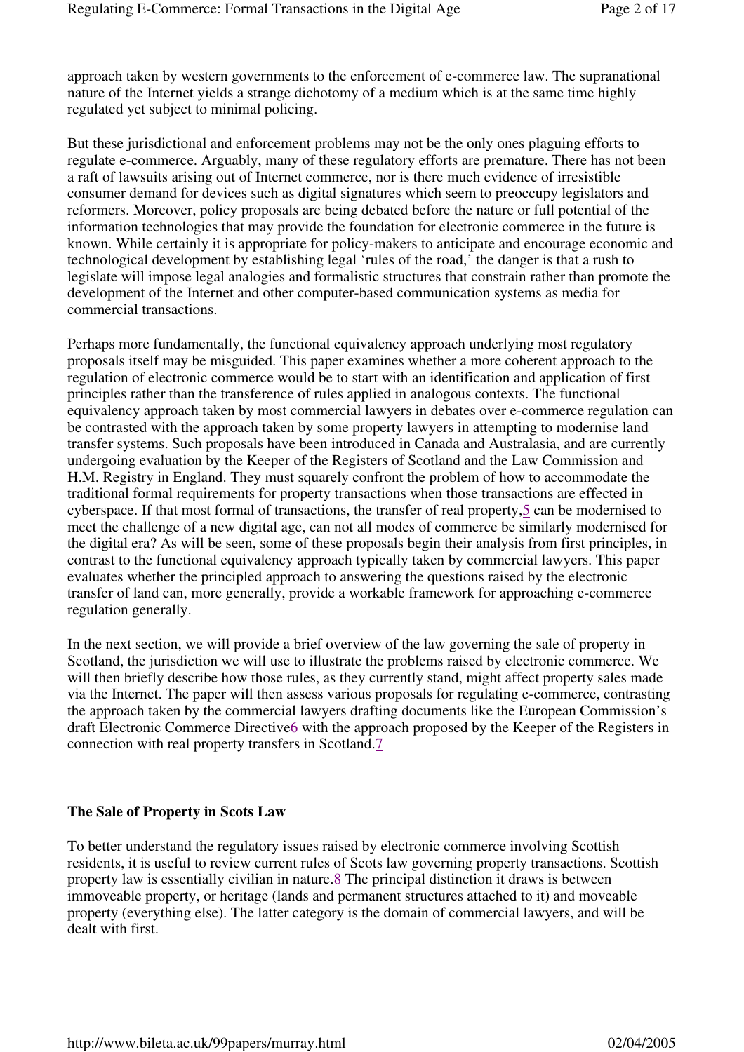approach taken by western governments to the enforcement of e-commerce law. The supranational nature of the Internet yields a strange dichotomy of a medium which is at the same time highly regulated yet subject to minimal policing.

But these jurisdictional and enforcement problems may not be the only ones plaguing efforts to regulate e-commerce. Arguably, many of these regulatory efforts are premature. There has not been a raft of lawsuits arising out of Internet commerce, nor is there much evidence of irresistible consumer demand for devices such as digital signatures which seem to preoccupy legislators and reformers. Moreover, policy proposals are being debated before the nature or full potential of the information technologies that may provide the foundation for electronic commerce in the future is known. While certainly it is appropriate for policy-makers to anticipate and encourage economic and technological development by establishing legal 'rules of the road,' the danger is that a rush to legislate will impose legal analogies and formalistic structures that constrain rather than promote the development of the Internet and other computer-based communication systems as media for commercial transactions.

Perhaps more fundamentally, the functional equivalency approach underlying most regulatory proposals itself may be misguided. This paper examines whether a more coherent approach to the regulation of electronic commerce would be to start with an identification and application of first principles rather than the transference of rules applied in analogous contexts. The functional equivalency approach taken by most commercial lawyers in debates over e-commerce regulation can be contrasted with the approach taken by some property lawyers in attempting to modernise land transfer systems. Such proposals have been introduced in Canada and Australasia, and are currently undergoing evaluation by the Keeper of the Registers of Scotland and the Law Commission and H.M. Registry in England. They must squarely confront the problem of how to accommodate the traditional formal requirements for property transactions when those transactions are effected in cyberspace. If that most formal of transactions, the transfer of real property,[5] can be modernised to meet the challenge of a new digital age, can not all modes of commerce be similarly modernised for the digital era? As will be seen, some of these proposals begin their analysis from first principles, in contrast to the functional equivalency approach typically taken by commercial lawyers. This paper evaluates whether the principled approach to answering the questions raised by the electronic transfer of land can, more generally, provide a workable framework for approaching e-commerce regulation generally.

In the next section, we will provide a brief overview of the law governing the sale of property in Scotland, the jurisdiction we will use to illustrate the problems raised by electronic commerce. We will then briefly describe how those rules, as they currently stand, might affect property sales made via the Internet. The paper will then assess various proposals for regulating e-commerce, contrasting the approach taken by the commercial lawyers drafting documents like the European Commission's draft Electronic Commerce Directive[6] with the approach proposed by the Keeper of the Registers in connection with real property transfers in Scotland.[7]

## The Sale of Property in Scots Law

To better understand the regulatory issues raised by electronic commerce involving Scottish residents, it is useful to review current rules of Scots law governing property transactions. Scottish property law is essentially civilian in nature.[8] The principal distinction it draws is between immoveable property, or heritage (lands and permanent structures attached to it) and moveable property (everything else). The latter category is the domain of commercial lawyers, and will be dealt with first.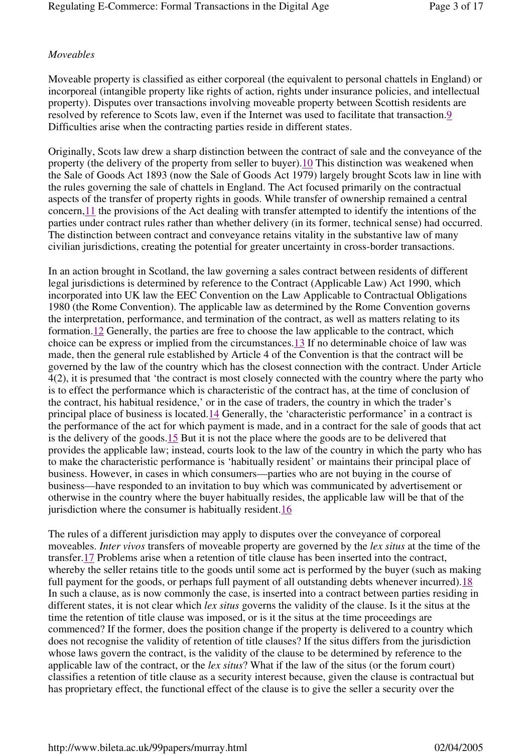*Moveables*

Moveable property is classified as either corporeal (the equivalent to personal chattels in England) or incorporeal (intangible property like rights of action, rights under insurance policies, and intellectual property). Disputes over transactions involving moveable property between Scottish residents are resolved by reference to Scots law, even if the Internet was used to facilitate that transaction.[9] Difficulties arise when the contracting parties reside in different states.

Originally, Scots law drew a sharp distinction between the contract of sale and the conveyance of the property (the delivery of the property from seller to buyer).[10] This distinction was weakened when the Sale of Goods Act 1893 (now the Sale of Goods Act 1979) largely brought Scots law in line with the rules governing the sale of chattels in England. The Act focused primarily on the contractual aspects of the transfer of property rights in goods. While transfer of ownership remained a central concern,[11] the provisions of the Act dealing with transfer attempted to identify the intentions of the parties under contract rules rather than whether delivery (in its former, technical sense) had occurred. The distinction between contract and conveyance retains vitality in the substantive law of many civilian jurisdictions, creating the potential for greater uncertainty in cross-border transactions.

In an action brought in Scotland, the law governing a sales contract between residents of different legal jurisdictions is determined by reference to the Contract (Applicable Law) Act 1990, which incorporated into UK law the EEC Convention on the Law Applicable to Contractual Obligations 1980 (the Rome Convention). The applicable law as determined by the Rome Convention governs the interpretation, performance, and termination of the contract, as well as matters relating to its formation.[12] Generally, the parties are free to choose the law applicable to the contract, which choice can be express or implied from the circumstances.[13] If no determinable choice of law was made, then the general rule established by Article 4 of the Convention is that the contract will be governed by the law of the country which has the closest connection with the contract. Under Article 4(2), it is presumed that 'the contract is most closely connected with the country where the party who is to effect the performance which is characteristic of the contract has, at the time of conclusion of the contract, his habitual residence,' or in the case of traders, the country in which the trader's principal place of business is located.[14] Generally, the 'characteristic performance' in a contract is the performance of the act for which payment is made, and in a contract for the sale of goods that act is the delivery of the goods.[15] But it is not the place where the goods are to be delivered that provides the applicable law; instead, courts look to the law of the country in which the party who has to make the characteristic performance is 'habitually resident' or maintains their principal place of business. However, in cases in which consumers—parties who are not buying in the course of business—have responded to an invitation to buy which was communicated by advertisement or otherwise in the country where the buyer habitually resides, the applicable law will be that of the jurisdiction where the consumer is habitually resident.[16]

The rules of a different jurisdiction may apply to disputes over the conveyance of corporeal moveables. *Inter vivos* transfers of moveable property are governed by the *lex situs* at the time of the transfer.[17] Problems arise when a retention of title clause has been inserted into the contract, whereby the seller retains title to the goods until some act is performed by the buyer (such as making full payment for the goods, or perhaps full payment of all outstanding debts whenever incurred).[18] In such a clause, as is now commonly the case, is inserted into a contract between parties residing in different states, it is not clear which *lex situs* governs the validity of the clause. Is it the situs at the time the retention of title clause was imposed, or is it the situs at the time proceedings are commenced? If the former, does the position change if the property is delivered to a country which does not recognise the validity of retention of title clauses? If the situs differs from the jurisdiction whose laws govern the contract, is the validity of the clause to be determined by reference to the applicable law of the contract, or the *lex situs*? What if the law of the situs (or the forum court) classifies a retention of title clause as a security interest because, given the clause is contractual but has proprietary effect, the functional effect of the clause is to give the seller a security over the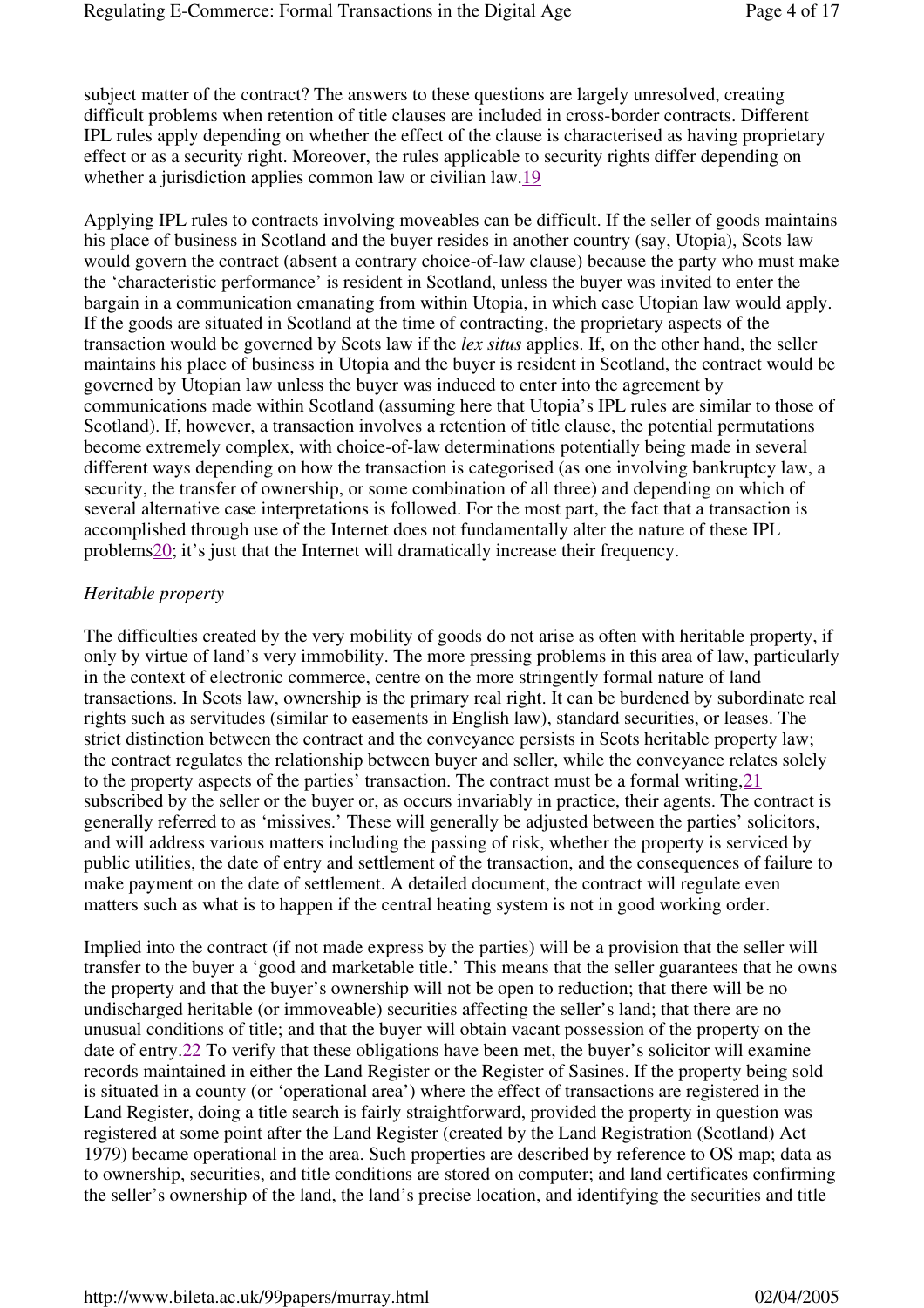subject matter of the contract? The answers to these questions are largely unresolved, creating difficult problems when retention of title clauses are included in cross-border contracts. Different IPL rules apply depending on whether the effect of the clause is characterised as having proprietary effect or as a security right. Moreover, the rules applicable to security rights differ depending on whether a jurisdiction applies common law or civilian law.[19]

Applying IPL rules to contracts involving moveables can be difficult. If the seller of goods maintains his place of business in Scotland and the buyer resides in another country (say, Utopia), Scots law would govern the contract (absent a contrary choice-of-law clause) because the party who must make the 'characteristic performance' is resident in Scotland, unless the buyer was invited to enter the bargain in a communication emanating from within Utopia, in which case Utopian law would apply. If the goods are situated in Scotland at the time of contracting, the proprietary aspects of the transaction would be governed by Scots law if the *lex situs* applies. If, on the other hand, the seller maintains his place of business in Utopia and the buyer is resident in Scotland, the contract would be governed by Utopian law unless the buyer was induced to enter into the agreement by communications made within Scotland (assuming here that Utopia's IPL rules are similar to those of Scotland). If, however, a transaction involves a retention of title clause, the potential permutations become extremely complex, with choice-of-law determinations potentially being made in several different ways depending on how the transaction is categorised (as one involving bankruptcy law, a security, the transfer of ownership, or some combination of all three) and depending on which of several alternative case interpretations is followed. For the most part, the fact that a transaction is accomplished through use of the Internet does not fundamentally alter the nature of these IPL problems[20]; it's just that the Internet will dramatically increase their frequency.

*Heritable property*

The difficulties created by the very mobility of goods do not arise as often with heritable property, if only by virtue of land's very immobility. The more pressing problems in this area of law, particularly in the context of electronic commerce, centre on the more stringently formal nature of land transactions. In Scots law, ownership is the primary real right. It can be burdened by subordinate real rights such as servitudes (similar to easements in English law), standard securities, or leases. The strict distinction between the contract and the conveyance persists in Scots heritable property law; the contract regulates the relationship between buyer and seller, while the conveyance relates solely to the property aspects of the parties' transaction. The contract must be a formal writing,[21] subscribed by the seller or the buyer or, as occurs invariably in practice, their agents. The contract is generally referred to as 'missives.' These will generally be adjusted between the parties' solicitors, and will address various matters including the passing of risk, whether the property is serviced by public utilities, the date of entry and settlement of the transaction, and the consequences of failure to make payment on the date of settlement. A detailed document, the contract will regulate even matters such as what is to happen if the central heating system is not in good working order.

Implied into the contract (if not made express by the parties) will be a provision that the seller will transfer to the buyer a 'good and marketable title.' This means that the seller guarantees that he owns the property and that the buyer's ownership will not be open to reduction; that there will be no undischarged heritable (or immoveable) securities affecting the seller's land; that there are no unusual conditions of title; and that the buyer will obtain vacant possession of the property on the date of entry.[22] To verify that these obligations have been met, the buyer's solicitor will examine records maintained in either the Land Register or the Register of Sasines. If the property being sold is situated in a county (or 'operational area') where the effect of transactions are registered in the Land Register, doing a title search is fairly straightforward, provided the property in question was registered at some point after the Land Register (created by the Land Registration (Scotland) Act 1979) became operational in the area. Such properties are described by reference to OS map; data as to ownership, securities, and title conditions are stored on computer; and land certificates confirming the seller's ownership of the land, the land's precise location, and identifying the securities and title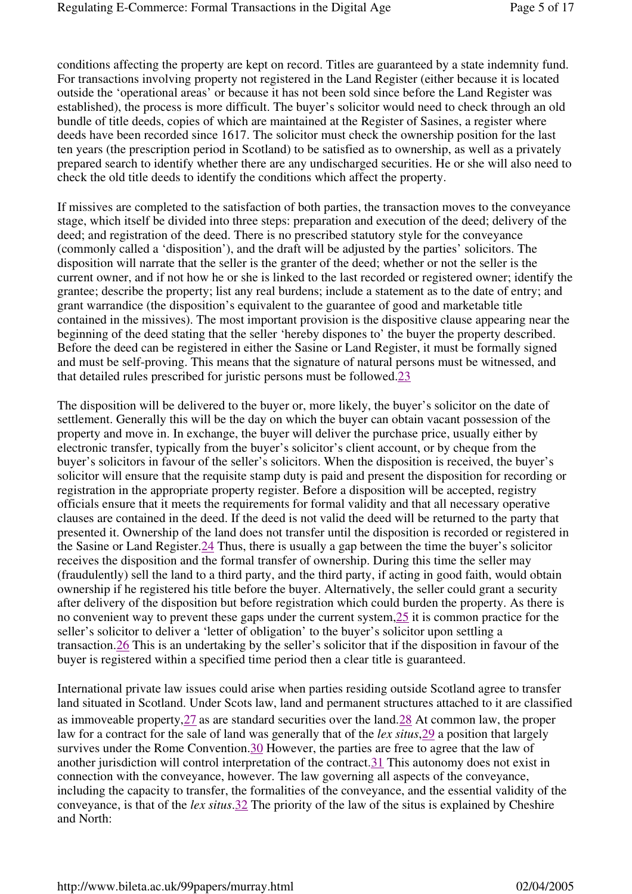conditions affecting the property are kept on record. Titles are guaranteed by a state indemnity fund. For transactions involving property not registered in the Land Register (either because it is located outside the 'operational areas' or because it has not been sold since before the Land Register was established), the process is more difficult. The buyer's solicitor would need to check through an old bundle of title deeds, copies of which are maintained at the Register of Sasines, a register where deeds have been recorded since 1617. The solicitor must check the ownership position for the last ten years (the prescription period in Scotland) to be satisfied as to ownership, as well as a privately prepared search to identify whether there are any undischarged securities. He or she will also need to check the old title deeds to identify the conditions which affect the property.

If missives are completed to the satisfaction of both parties, the transaction moves to the conveyance stage, which itself be divided into three steps: preparation and execution of the deed; delivery of the deed; and registration of the deed. There is no prescribed statutory style for the conveyance (commonly called a 'disposition'), and the draft will be adjusted by the parties' solicitors. The disposition will narrate that the seller is the granter of the deed; whether or not the seller is the current owner, and if not how he or she is linked to the last recorded or registered owner; identify the grantee; describe the property; list any real burdens; include a statement as to the date of entry; and grant warrandice (the disposition's equivalent to the guarantee of good and marketable title contained in the missives). The most important provision is the dispositive clause appearing near the beginning of the deed stating that the seller 'hereby dispones to' the buyer the property described. Before the deed can be registered in either the Sasine or Land Register, it must be formally signed and must be self-proving. This means that the signature of natural persons must be witnessed, and that detailed rules prescribed for juristic persons must be followed.[23]

The disposition will be delivered to the buyer or, more likely, the buyer's solicitor on the date of settlement. Generally this will be the day on which the buyer can obtain vacant possession of the property and move in. In exchange, the buyer will deliver the purchase price, usually either by electronic transfer, typically from the buyer's solicitor's client account, or by cheque from the buyer's solicitors in favour of the seller's solicitors. When the disposition is received, the buyer's solicitor will ensure that the requisite stamp duty is paid and present the disposition for recording or registration in the appropriate property register. Before a disposition will be accepted, registry officials ensure that it meets the requirements for formal validity and that all necessary operative clauses are contained in the deed. If the deed is not valid the deed will be returned to the party that presented it. Ownership of the land does not transfer until the disposition is recorded or registered in the Sasine or Land Register.[24] Thus, there is usually a gap between the time the buyer's solicitor receives the disposition and the formal transfer of ownership. During this time the seller may (fraudulently) sell the land to a third party, and the third party, if acting in good faith, would obtain ownership if he registered his title before the buyer. Alternatively, the seller could grant a security after delivery of the disposition but before registration which could burden the property. As there is no convenient way to prevent these gaps under the current system,[25] it is common practice for the seller's solicitor to deliver a 'letter of obligation' to the buyer's solicitor upon settling a transaction.[26] This is an undertaking by the seller's solicitor that if the disposition in favour of the buyer is registered within a specified time period then a clear title is guaranteed.

International private law issues could arise when parties residing outside Scotland agree to transfer land situated in Scotland. Under Scots law, land and permanent structures attached to it are classified as immoveable property,[27] as are standard securities over the land.[28] At common law, the proper law for a contract for the sale of land was generally that of the *lex situs*,[29] a position that largely survives under the Rome Convention.[30] However, the parties are free to agree that the law of another jurisdiction will control interpretation of the contract.[31] This autonomy does not exist in connection with the conveyance, however. The law governing all aspects of the conveyance, including the capacity to transfer, the formalities of the conveyance, and the essential validity of the conveyance, is that of the *lex situs*.[32] The priority of the law of the situs is explained by Cheshire and North: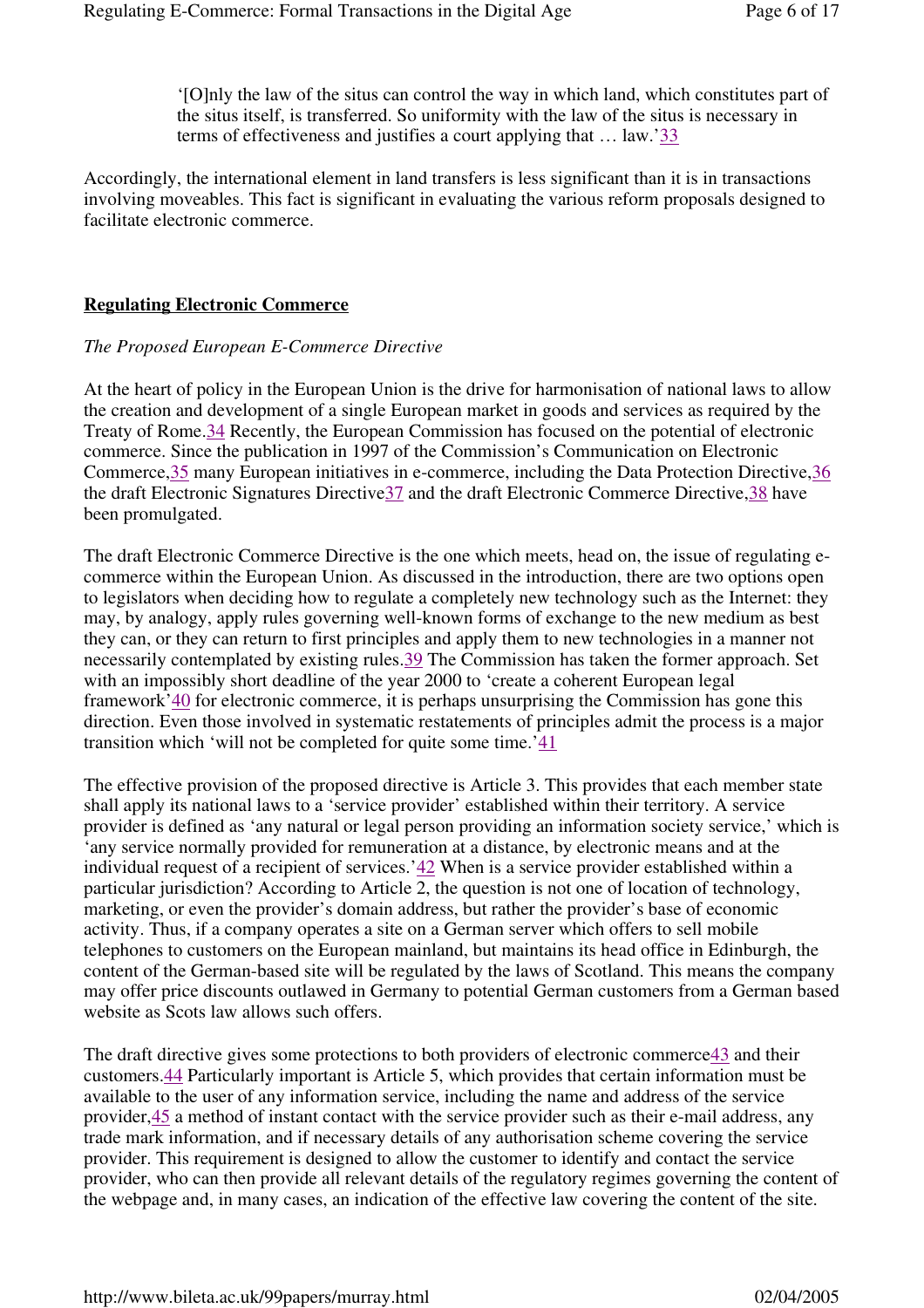'[O]nly the law of the situs can control the way in which land, which constitutes part of the situs itself, is transferred. So uniformity with the law of the situs is necessary in terms of effectiveness and justifies a court applying that … law.'[33]

Accordingly, the international element in land transfers is less significant than it is in transactions involving moveables. This fact is significant in evaluating the various reform proposals designed to facilitate electronic commerce.

## Regulating Electronic Commerce

### *The Proposed European E-Commerce Directive*

At the heart of policy in the European Union is the drive for harmonisation of national laws to allow the creation and development of a single European market in goods and services as required by the Treaty of Rome.[34] Recently, the European Commission has focused on the potential of electronic commerce. Since the publication in 1997 of the Commission's Communication on Electronic Commerce,[35] many European initiatives in e-commerce, including the Data Protection Directive,[36] the draft Electronic Signatures Directive[37] and the draft Electronic Commerce Directive,[38] have been promulgated.

The draft Electronic Commerce Directive is the one which meets, head on, the issue of regulating e-commerce within the European Union. As discussed in the introduction, there are two options open to legislators when deciding how to regulate a completely new technology such as the Internet: they may, by analogy, apply rules governing well-known forms of exchange to the new medium as best they can, or they can return to first principles and apply them to new technologies in a manner not necessarily contemplated by existing rules.[39] The Commission has taken the former approach. Set with an impossibly short deadline of the year 2000 to 'create a coherent European legal framework'[40] for electronic commerce, it is perhaps unsurprising the Commission has gone this direction. Even those involved in systematic restatements of principles admit the process is a major transition which 'will not be completed for quite some time.'[41]

The effective provision of the proposed directive is Article 3. This provides that each member state shall apply its national laws to a 'service provider' established within their territory. A service provider is defined as 'any natural or legal person providing an information society service,' which is 'any service normally provided for remuneration at a distance, by electronic means and at the individual request of a recipient of services.'[42] When is a service provider established within a particular jurisdiction? According to Article 2, the question is not one of location of technology, marketing, or even the provider's domain address, but rather the provider's base of economic activity. Thus, if a company operates a site on a German server which offers to sell mobile telephones to customers on the European mainland, but maintains its head office in Edinburgh, the content of the German-based site will be regulated by the laws of Scotland. This means the company may offer price discounts outlawed in Germany to potential German customers from a German based website as Scots law allows such offers.

The draft directive gives some protections to both providers of electronic commerce[43] and their customers.[44] Particularly important is Article 5, which provides that certain information must be available to the user of any information service, including the name and address of the service provider,[45] a method of instant contact with the service provider such as their e-mail address, any trade mark information, and if necessary details of any authorisation scheme covering the service provider. This requirement is designed to allow the customer to identify and contact the service provider, who can then provide all relevant details of the regulatory regimes governing the content of the webpage and, in many cases, an indication of the effective law covering the content of the site.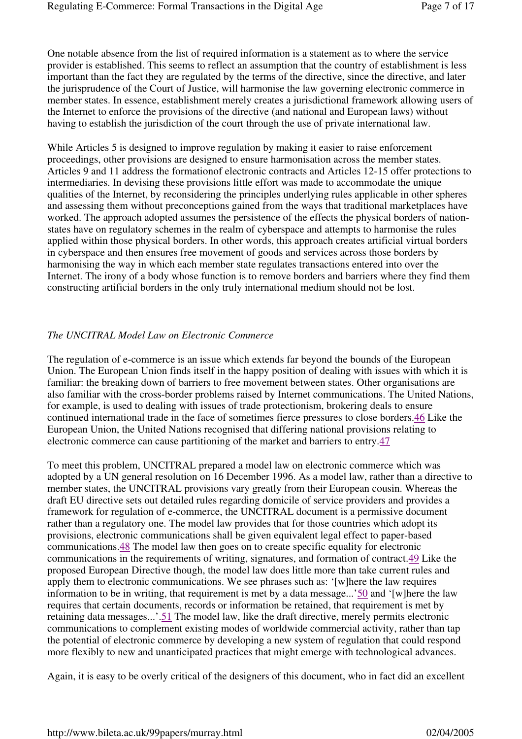One notable absence from the list of required information is a statement as to where the service provider is established. This seems to reflect an assumption that the country of establishment is less important than the fact they are regulated by the terms of the directive, since the directive, and later the jurisprudence of the Court of Justice, will harmonise the law governing electronic commerce in member states. In essence, establishment merely creates a jurisdictional framework allowing users of the Internet to enforce the provisions of the directive (and national and European laws) without having to establish the jurisdiction of the court through the use of private international law.

While Articles 5 is designed to improve regulation by making it easier to raise enforcement proceedings, other provisions are designed to ensure harmonisation across the member states. Articles 9 and 11 address the formationof electronic contracts and Articles 12-15 offer protections to intermediaries. In devising these provisions little effort was made to accommodate the unique qualities of the Internet, by reconsidering the principles underlying rules applicable in other spheres and assessing them without preconceptions gained from the ways that traditional marketplaces have worked. The approach adopted assumes the persistence of the effects the physical borders of nation-states have on regulatory schemes in the realm of cyberspace and attempts to harmonise the rules applied within those physical borders. In other words, this approach creates artificial virtual borders in cyberspace and then ensures free movement of goods and services across those borders by harmonising the way in which each member state regulates transactions entered into over the Internet. The irony of a body whose function is to remove borders and barriers where they find them constructing artificial borders in the only truly international medium should not be lost.

*The UNCITRAL Model Law on Electronic Commerce*

The regulation of e-commerce is an issue which extends far beyond the bounds of the European Union. The European Union finds itself in the happy position of dealing with issues with which it is familiar: the breaking down of barriers to free movement between states. Other organisations are also familiar with the cross-border problems raised by Internet communications. The United Nations, for example, is used to dealing with issues of trade protectionism, brokering deals to ensure continued international trade in the face of sometimes fierce pressures to close borders.[46] Like the European Union, the United Nations recognised that differing national provisions relating to electronic commerce can cause partitioning of the market and barriers to entry.[47]

To meet this problem, UNCITRAL prepared a model law on electronic commerce which was adopted by a UN general resolution on 16 December 1996. As a model law, rather than a directive to member states, the UNCITRAL provisions vary greatly from their European cousin. Whereas the draft EU directive sets out detailed rules regarding domicile of service providers and provides a framework for regulation of e-commerce, the UNCITRAL document is a permissive document rather than a regulatory one. The model law provides that for those countries which adopt its provisions, electronic communications shall be given equivalent legal effect to paper-based communications.[48] The model law then goes on to create specific equality for electronic communications in the requirements of writing, signatures, and formation of contract.[49] Like the proposed European Directive though, the model law does little more than take current rules and apply them to electronic communications. We see phrases such as: '[w]here the law requires information to be in writing, that requirement is met by a data message...'[50] and '[w]here the law requires that certain documents, records or information be retained, that requirement is met by retaining data messages...'.[51] The model law, like the draft directive, merely permits electronic communications to complement existing modes of worldwide commercial activity, rather than tap the potential of electronic commerce by developing a new system of regulation that could respond more flexibly to new and unanticipated practices that might emerge with technological advances.

Again, it is easy to be overly critical of the designers of this document, who in fact did an excellent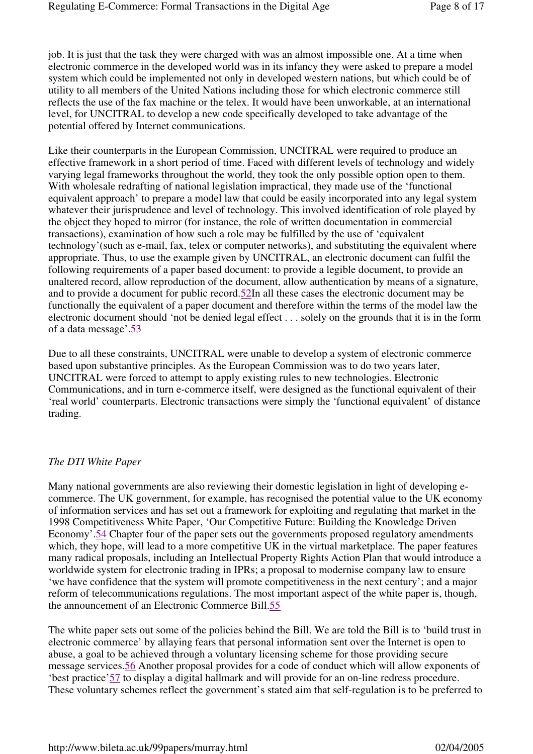job. It is just that the task they were charged with was an almost impossible one. At a time when electronic commerce in the developed world was in its infancy they were asked to prepare a model system which could be implemented not only in developed western nations, but which could be of utility to all members of the United Nations including those for which electronic commerce still reflects the use of the fax machine or the telex. It would have been unworkable, at an international level, for UNCITRAL to develop a new code specifically developed to take advantage of the potential offered by Internet communications.

Like their counterparts in the European Commission, UNCITRAL were required to produce an effective framework in a short period of time. Faced with different levels of technology and widely varying legal frameworks throughout the world, they took the only possible option open to them. With wholesale redrafting of national legislation impractical, they made use of the 'functional equivalent approach' to prepare a model law that could be easily incorporated into any legal system whatever their jurisprudence and level of technology. This involved identification of role played by the object they hoped to mirror (for instance, the role of written documentation in commercial transactions), examination of how such a role may be fulfilled by the use of 'equivalent technology'(such as e-mail, fax, telex or computer networks), and substituting the equivalent where appropriate. Thus, to use the example given by UNCITRAL, an electronic document can fulfil the following requirements of a paper based document: to provide a legible document, to provide an unaltered record, allow reproduction of the document, allow authentication by means of a signature, and to provide a document for public record.52In all these cases the electronic document may be functionally the equivalent of a paper document and therefore within the terms of the model law the electronic document should 'not be denied legal effect . . . solely on the grounds that it is in the form of a data message'.53

Due to all these constraints, UNCITRAL were unable to develop a system of electronic commerce based upon substantive principles. As the European Commission was to do two years later, UNCITRAL were forced to attempt to apply existing rules to new technologies. Electronic Communications, and in turn e-commerce itself, were designed as the functional equivalent of their 'real world' counterparts. Electronic transactions were simply the 'functional equivalent' of distance trading.

*The DTI White Paper*

Many national governments are also reviewing their domestic legislation in light of developing e-commerce. The UK government, for example, has recognised the potential value to the UK economy of information services and has set out a framework for exploiting and regulating that market in the 1998 Competitiveness White Paper, 'Our Competitive Future: Building the Knowledge Driven Economy'.54 Chapter four of the paper sets out the governments proposed regulatory amendments which, they hope, will lead to a more competitive UK in the virtual marketplace. The paper features many radical proposals, including an Intellectual Property Rights Action Plan that would introduce a worldwide system for electronic trading in IPRs; a proposal to modernise company law to ensure 'we have confidence that the system will promote competitiveness in the next century'; and a major reform of telecommunications regulations. The most important aspect of the white paper is, though, the announcement of an Electronic Commerce Bill.55

The white paper sets out some of the policies behind the Bill. We are told the Bill is to 'build trust in electronic commerce' by allaying fears that personal information sent over the Internet is open to abuse, a goal to be achieved through a voluntary licensing scheme for those providing secure message services.56 Another proposal provides for a code of conduct which will allow exponents of 'best practice'57 to display a digital hallmark and will provide for an on-line redress procedure. These voluntary schemes reflect the government's stated aim that self-regulation is to be preferred to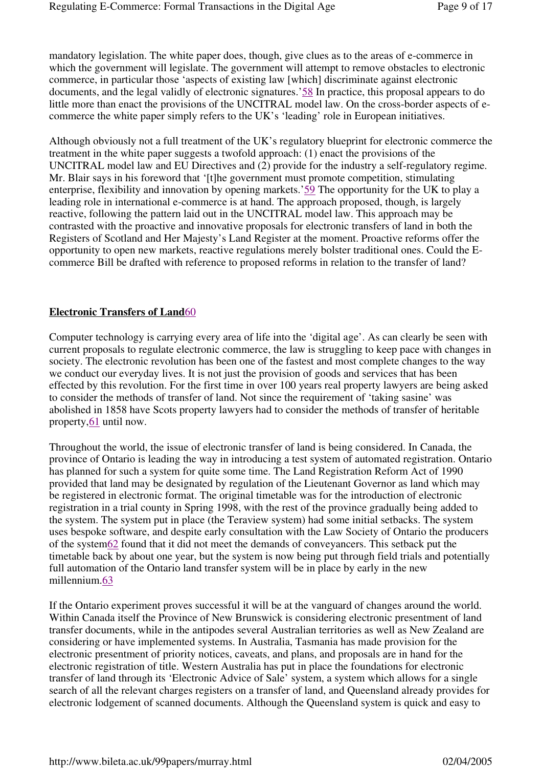mandatory legislation. The white paper does, though, give clues as to the areas of e-commerce in which the government will legislate. The government will attempt to remove obstacles to electronic commerce, in particular those 'aspects of existing law [which] discriminate against electronic documents, and the legal validly of electronic signatures.'[58] In practice, this proposal appears to do little more than enact the provisions of the UNCITRAL model law. On the cross-border aspects of e-commerce the white paper simply refers to the UK's 'leading' role in European initiatives.

Although obviously not a full treatment of the UK's regulatory blueprint for electronic commerce the treatment in the white paper suggests a twofold approach: (1) enact the provisions of the UNCITRAL model law and EU Directives and (2) provide for the industry a self-regulatory regime. Mr. Blair says in his foreword that '[t]he government must promote competition, stimulating enterprise, flexibility and innovation by opening markets.'[59] The opportunity for the UK to play a leading role in international e-commerce is at hand. The approach proposed, though, is largely reactive, following the pattern laid out in the UNCITRAL model law. This approach may be contrasted with the proactive and innovative proposals for electronic transfers of land in both the Registers of Scotland and Her Majesty's Land Register at the moment. Proactive reforms offer the opportunity to open new markets, reactive regulations merely bolster traditional ones. Could the E-commerce Bill be drafted with reference to proposed reforms in relation to the transfer of land?

## **Electronic Transfers of Land**[60]

Computer technology is carrying every area of life into the 'digital age'. As can clearly be seen with current proposals to regulate electronic commerce, the law is struggling to keep pace with changes in society. The electronic revolution has been one of the fastest and most complete changes to the way we conduct our everyday lives. It is not just the provision of goods and services that has been effected by this revolution. For the first time in over 100 years real property lawyers are being asked to consider the methods of transfer of land. Not since the requirement of 'taking sasine' was abolished in 1858 have Scots property lawyers had to consider the methods of transfer of heritable property,[61] until now.

Throughout the world, the issue of electronic transfer of land is being considered. In Canada, the province of Ontario is leading the way in introducing a test system of automated registration. Ontario has planned for such a system for quite some time. The Land Registration Reform Act of 1990 provided that land may be designated by regulation of the Lieutenant Governor as land which may be registered in electronic format. The original timetable was for the introduction of electronic registration in a trial county in Spring 1998, with the rest of the province gradually being added to the system. The system put in place (the Teraview system) had some initial setbacks. The system uses bespoke software, and despite early consultation with the Law Society of Ontario the producers of the system[62] found that it did not meet the demands of conveyancers. This setback put the timetable back by about one year, but the system is now being put through field trials and potentially full automation of the Ontario land transfer system will be in place by early in the new millennium.[63]

If the Ontario experiment proves successful it will be at the vanguard of changes around the world. Within Canada itself the Province of New Brunswick is considering electronic presentment of land transfer documents, while in the antipodes several Australian territories as well as New Zealand are considering or have implemented systems. In Australia, Tasmania has made provision for the electronic presentment of priority notices, caveats, and plans, and proposals are in hand for the electronic registration of title. Western Australia has put in place the foundations for electronic transfer of land through its 'Electronic Advice of Sale' system, a system which allows for a single search of all the relevant charges registers on a transfer of land, and Queensland already provides for electronic lodgement of scanned documents. Although the Queensland system is quick and easy to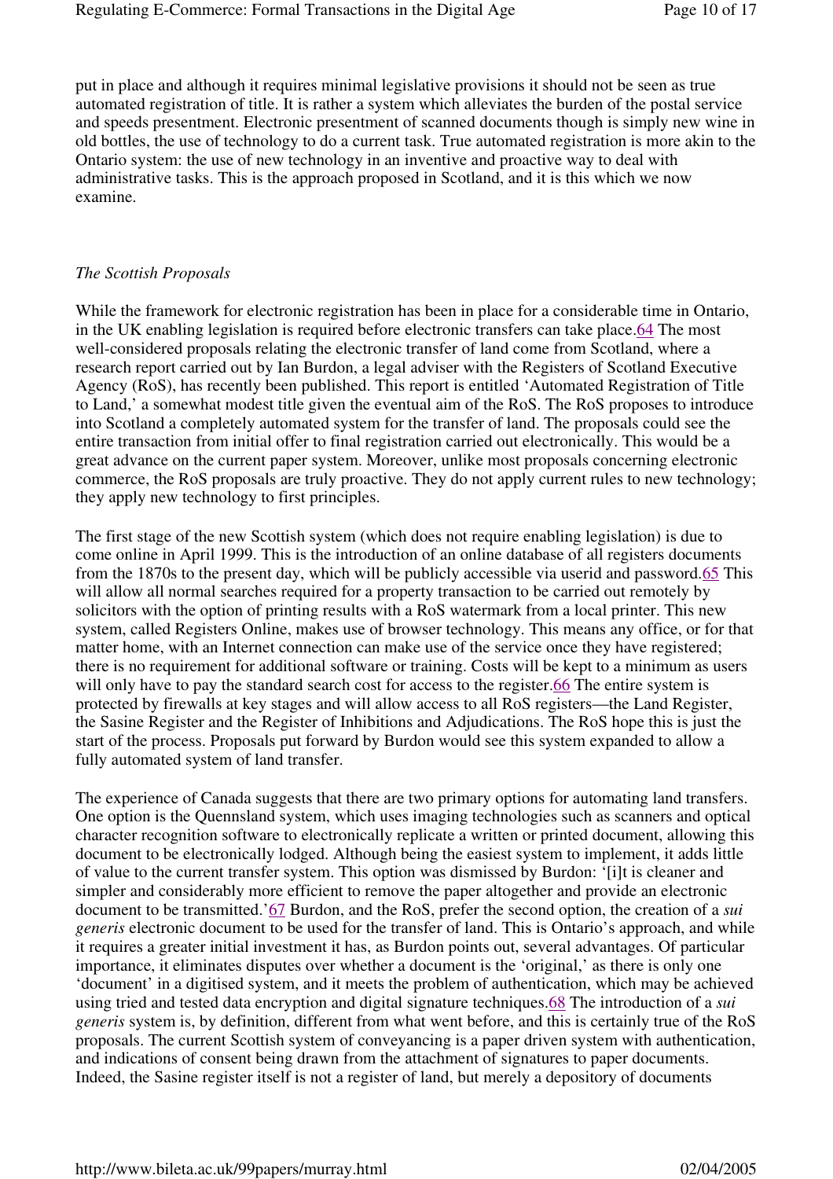put in place and although it requires minimal legislative provisions it should not be seen as true automated registration of title. It is rather a system which alleviates the burden of the postal service and speeds presentment. Electronic presentment of scanned documents though is simply new wine in old bottles, the use of technology to do a current task. True automated registration is more akin to the Ontario system: the use of new technology in an inventive and proactive way to deal with administrative tasks. This is the approach proposed in Scotland, and it is this which we now examine.

*The Scottish Proposals*

While the framework for electronic registration has been in place for a considerable time in Ontario, in the UK enabling legislation is required before electronic transfers can take place.64 The most well-considered proposals relating the electronic transfer of land come from Scotland, where a research report carried out by Ian Burdon, a legal adviser with the Registers of Scotland Executive Agency (RoS), has recently been published. This report is entitled 'Automated Registration of Title to Land,' a somewhat modest title given the eventual aim of the RoS. The RoS proposes to introduce into Scotland a completely automated system for the transfer of land. The proposals could see the entire transaction from initial offer to final registration carried out electronically. This would be a great advance on the current paper system. Moreover, unlike most proposals concerning electronic commerce, the RoS proposals are truly proactive. They do not apply current rules to new technology; they apply new technology to first principles.

The first stage of the new Scottish system (which does not require enabling legislation) is due to come online in April 1999. This is the introduction of an online database of all registers documents from the 1870s to the present day, which will be publicly accessible via userid and password.65 This will allow all normal searches required for a property transaction to be carried out remotely by solicitors with the option of printing results with a RoS watermark from a local printer. This new system, called Registers Online, makes use of browser technology. This means any office, or for that matter home, with an Internet connection can make use of the service once they have registered; there is no requirement for additional software or training. Costs will be kept to a minimum as users will only have to pay the standard search cost for access to the register.66 The entire system is protected by firewalls at key stages and will allow access to all RoS registers—the Land Register, the Sasine Register and the Register of Inhibitions and Adjudications. The RoS hope this is just the start of the process. Proposals put forward by Burdon would see this system expanded to allow a fully automated system of land transfer.

The experience of Canada suggests that there are two primary options for automating land transfers. One option is the Quennsland system, which uses imaging technologies such as scanners and optical character recognition software to electronically replicate a written or printed document, allowing this document to be electronically lodged. Although being the easiest system to implement, it adds little of value to the current transfer system. This option was dismissed by Burdon: '[i]t is cleaner and simpler and considerably more efficient to remove the paper altogether and provide an electronic document to be transmitted.'67 Burdon, and the RoS, prefer the second option, the creation of a *sui generis* electronic document to be used for the transfer of land. This is Ontario's approach, and while it requires a greater initial investment it has, as Burdon points out, several advantages. Of particular importance, it eliminates disputes over whether a document is the 'original,' as there is only one 'document' in a digitised system, and it meets the problem of authentication, which may be achieved using tried and tested data encryption and digital signature techniques.68 The introduction of a *sui generis* system is, by definition, different from what went before, and this is certainly true of the RoS proposals. The current Scottish system of conveyancing is a paper driven system with authentication, and indications of consent being drawn from the attachment of signatures to paper documents. Indeed, the Sasine register itself is not a register of land, but merely a depository of documents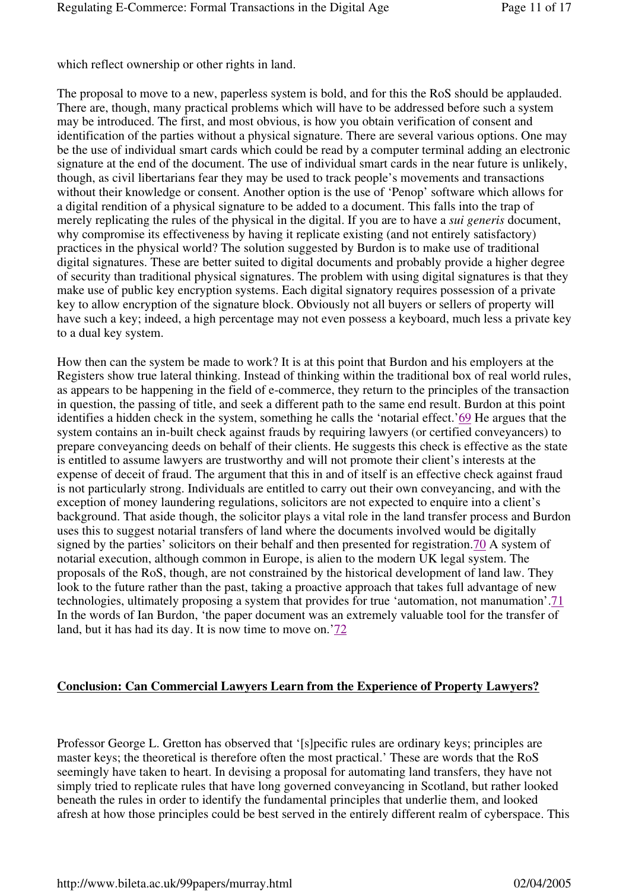which reflect ownership or other rights in land.

The proposal to move to a new, paperless system is bold, and for this the RoS should be applauded. There are, though, many practical problems which will have to be addressed before such a system may be introduced. The first, and most obvious, is how you obtain verification of consent and identification of the parties without a physical signature. There are several various options. One may be the use of individual smart cards which could be read by a computer terminal adding an electronic signature at the end of the document. The use of individual smart cards in the near future is unlikely, though, as civil libertarians fear they may be used to track people's movements and transactions without their knowledge or consent. Another option is the use of 'Penop' software which allows for a digital rendition of a physical signature to be added to a document. This falls into the trap of merely replicating the rules of the physical in the digital. If you are to have a *sui generis* document, why compromise its effectiveness by having it replicate existing (and not entirely satisfactory) practices in the physical world? The solution suggested by Burdon is to make use of traditional digital signatures. These are better suited to digital documents and probably provide a higher degree of security than traditional physical signatures. The problem with using digital signatures is that they make use of public key encryption systems. Each digital signatory requires possession of a private key to allow encryption of the signature block. Obviously not all buyers or sellers of property will have such a key; indeed, a high percentage may not even possess a keyboard, much less a private key to a dual key system.

How then can the system be made to work? It is at this point that Burdon and his employers at the Registers show true lateral thinking. Instead of thinking within the traditional box of real world rules, as appears to be happening in the field of e-commerce, they return to the principles of the transaction in question, the passing of title, and seek a different path to the same end result. Burdon at this point identifies a hidden check in the system, something he calls the 'notarial effect.'[69] He argues that the system contains an in-built check against frauds by requiring lawyers (or certified conveyancers) to prepare conveyancing deeds on behalf of their clients. He suggests this check is effective as the state is entitled to assume lawyers are trustworthy and will not promote their client's interests at the expense of deceit of fraud. The argument that this in and of itself is an effective check against fraud is not particularly strong. Individuals are entitled to carry out their own conveyancing, and with the exception of money laundering regulations, solicitors are not expected to enquire into a client's background. That aside though, the solicitor plays a vital role in the land transfer process and Burdon uses this to suggest notarial transfers of land where the documents involved would be digitally signed by the parties' solicitors on their behalf and then presented for registration.[70] A system of notarial execution, although common in Europe, is alien to the modern UK legal system. The proposals of the RoS, though, are not constrained by the historical development of land law. They look to the future rather than the past, taking a proactive approach that takes full advantage of new technologies, ultimately proposing a system that provides for true 'automation, not manumation'.[71] In the words of Ian Burdon, 'the paper document was an extremely valuable tool for the transfer of land, but it has had its day. It is now time to move on.'[72]

## Conclusion: Can Commercial Lawyers Learn from the Experience of Property Lawyers?

Professor George L. Gretton has observed that '[s]pecific rules are ordinary keys; principles are master keys; the theoretical is therefore often the most practical.' These are words that the RoS seemingly have taken to heart. In devising a proposal for automating land transfers, they have not simply tried to replicate rules that have long governed conveyancing in Scotland, but rather looked beneath the rules in order to identify the fundamental principles that underlie them, and looked afresh at how those principles could be best served in the entirely different realm of cyberspace. This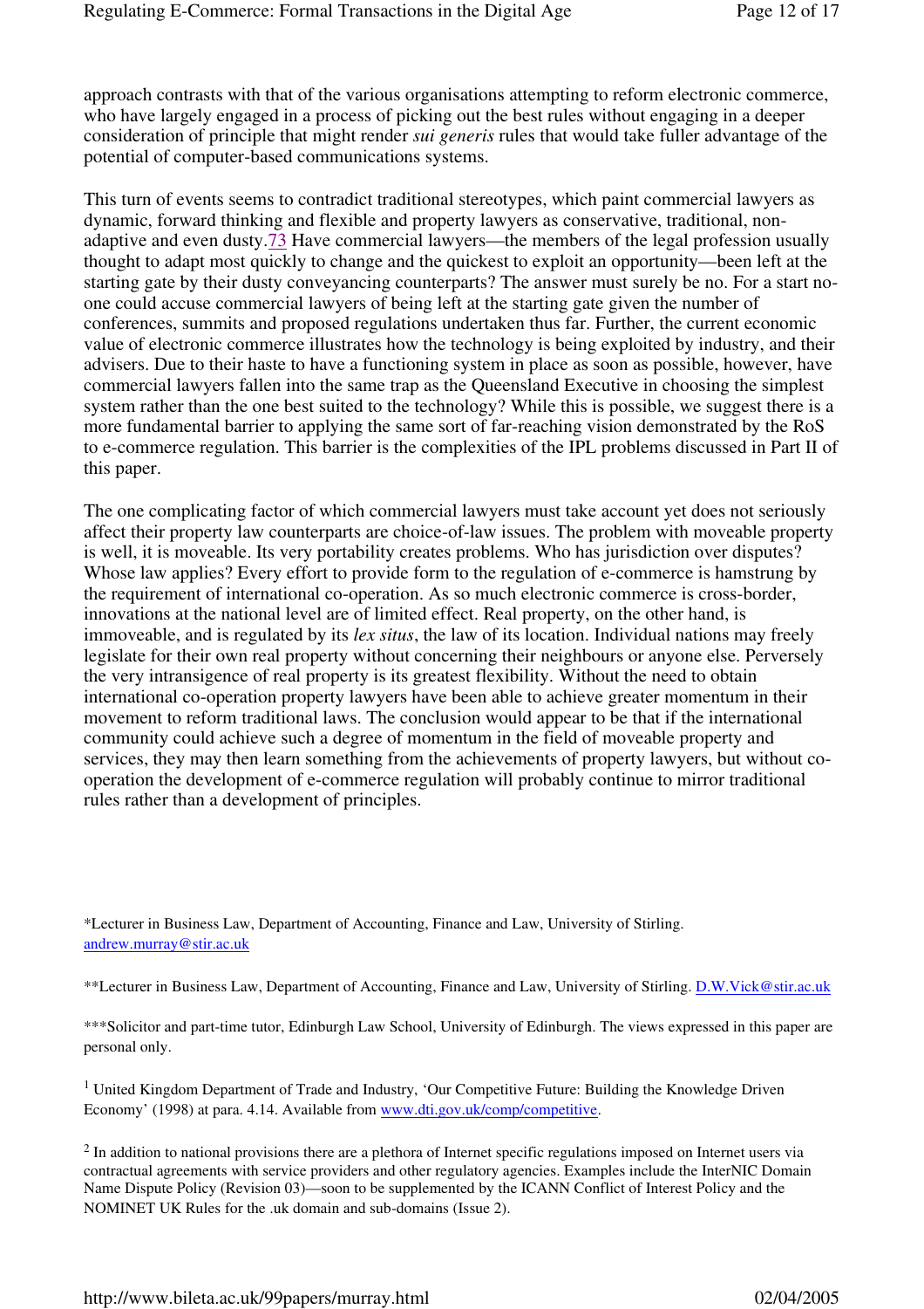approach contrasts with that of the various organisations attempting to reform electronic commerce, who have largely engaged in a process of picking out the best rules without engaging in a deeper consideration of principle that might render *sui generis* rules that would take fuller advantage of the potential of computer-based communications systems.

This turn of events seems to contradict traditional stereotypes, which paint commercial lawyers as dynamic, forward thinking and flexible and property lawyers as conservative, traditional, non-adaptive and even dusty.[73] Have commercial lawyers—the members of the legal profession usually thought to adapt most quickly to change and the quickest to exploit an opportunity—been left at the starting gate by their dusty conveyancing counterparts? The answer must surely be no. For a start no-one could accuse commercial lawyers of being left at the starting gate given the number of conferences, summits and proposed regulations undertaken thus far. Further, the current economic value of electronic commerce illustrates how the technology is being exploited by industry, and their advisers. Due to their haste to have a functioning system in place as soon as possible, however, have commercial lawyers fallen into the same trap as the Queensland Executive in choosing the simplest system rather than the one best suited to the technology? While this is possible, we suggest there is a more fundamental barrier to applying the same sort of far-reaching vision demonstrated by the RoS to e-commerce regulation. This barrier is the complexities of the IPL problems discussed in Part II of this paper.

The one complicating factor of which commercial lawyers must take account yet does not seriously affect their property law counterparts are choice-of-law issues. The problem with moveable property is well, it is moveable. Its very portability creates problems. Who has jurisdiction over disputes? Whose law applies? Every effort to provide form to the regulation of e-commerce is hamstrung by the requirement of international co-operation. As so much electronic commerce is cross-border, innovations at the national level are of limited effect. Real property, on the other hand, is immoveable, and is regulated by its *lex situs*, the law of its location. Individual nations may freely legislate for their own real property without concerning their neighbours or anyone else. Perversely the very intransigence of real property is its greatest flexibility. Without the need to obtain international co-operation property lawyers have been able to achieve greater momentum in their movement to reform traditional laws. The conclusion would appear to be that if the international community could achieve such a degree of momentum in the field of moveable property and services, they may then learn something from the achievements of property lawyers, but without co-operation the development of e-commerce regulation will probably continue to mirror traditional rules rather than a development of principles.

*Lecturer in Business Law, Department of Accounting, Finance and Law, University of Stirling. andrew.murray@stir.ac.uk

**Lecturer in Business Law, Department of Accounting, Finance and Law, University of Stirling. D.W.Vick@stir.ac.uk

***Solicitor and part-time tutor, Edinburgh Law School, University of Edinburgh. The views expressed in this paper are personal only.

[1] United Kingdom Department of Trade and Industry, 'Our Competitive Future: Building the Knowledge Driven Economy' (1998) at para. 4.14. Available from www.dti.gov.uk/comp/competitive.

[2] In addition to national provisions there are a plethora of Internet specific regulations imposed on Internet users via contractual agreements with service providers and other regulatory agencies. Examples include the InterNIC Domain Name Dispute Policy (Revision 03)—soon to be supplemented by the ICANN Conflict of Interest Policy and the NOMINET UK Rules for the .uk domain and sub-domains (Issue 2).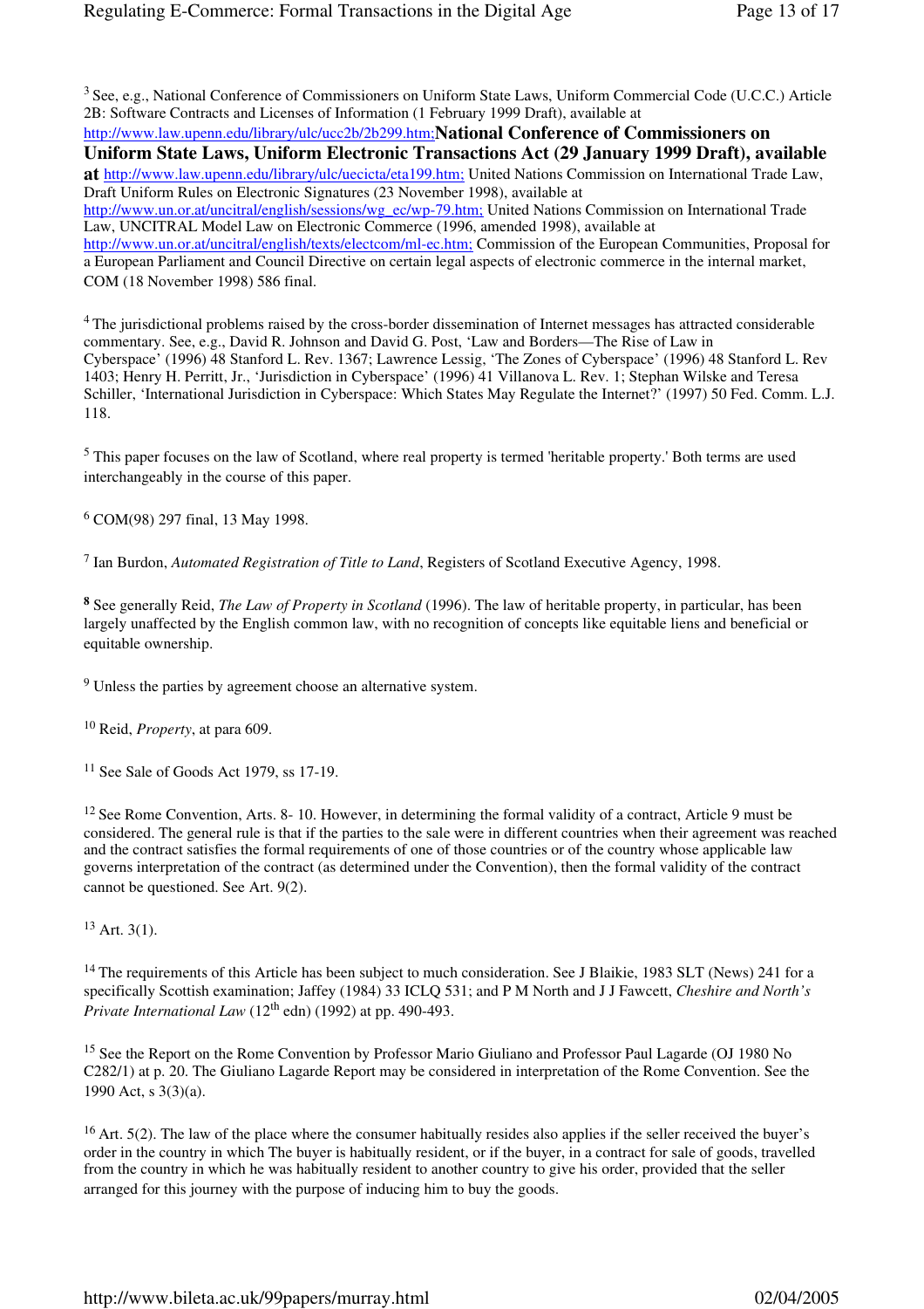[3] See, e.g., National Conference of Commissioners on Uniform State Laws, Uniform Commercial Code (U.C.C.) Article 2B: Software Contracts and Licenses of Information (1 February 1999 Draft), available at http://www.law.upenn.edu/library/ulc/ucc2b/2b299.htm; **National Conference of Commissioners on Uniform State Laws, Uniform Electronic Transactions Act (29 January 1999 Draft), available at** http://www.law.upenn.edu/library/ulc/uecicta/eta199.htm; United Nations Commission on International Trade Law, Draft Uniform Rules on Electronic Signatures (23 November 1998), available at http://www.un.or.at/uncitral/english/sessions/wg_ec/wp-79.htm; United Nations Commission on International Trade Law, UNCITRAL Model Law on Electronic Commerce (1996, amended 1998), available at http://www.un.or.at/uncitral/english/texts/electcom/ml-ec.htm; Commission of the European Communities, Proposal for a European Parliament and Council Directive on certain legal aspects of electronic commerce in the internal market, COM (18 November 1998) 586 final.

[4] The jurisdictional problems raised by the cross-border dissemination of Internet messages has attracted considerable commentary. See, e.g., David R. Johnson and David G. Post, 'Law and Borders—The Rise of Law in Cyberspace' (1996) 48 Stanford L. Rev. 1367; Lawrence Lessig, 'The Zones of Cyberspace' (1996) 48 Stanford L. Rev 1403; Henry H. Perritt, Jr., 'Jurisdiction in Cyberspace' (1996) 41 Villanova L. Rev. 1; Stephan Wilske and Teresa Schiller, 'International Jurisdiction in Cyberspace: Which States May Regulate the Internet?' (1997) 50 Fed. Comm. L.J. 118.

[5] This paper focuses on the law of Scotland, where real property is termed 'heritable property.' Both terms are used interchangeably in the course of this paper.

[6] COM(98) 297 final, 13 May 1998.

[7] Ian Burdon, *Automated Registration of Title to Land*, Registers of Scotland Executive Agency, 1998.

**[8]** See generally Reid, *The Law of Property in Scotland* (1996). The law of heritable property, in particular, has been largely unaffected by the English common law, with no recognition of concepts like equitable liens and beneficial or equitable ownership.

[9] Unless the parties by agreement choose an alternative system.

[10] Reid, *Property*, at para 609.

[11] See Sale of Goods Act 1979, ss 17-19.

[12] See Rome Convention, Arts. 8- 10. However, in determining the formal validity of a contract, Article 9 must be considered. The general rule is that if the parties to the sale were in different countries when their agreement was reached and the contract satisfies the formal requirements of one of those countries or of the country whose applicable law governs interpretation of the contract (as determined under the Convention), then the formal validity of the contract cannot be questioned. See Art. 9(2).

[13] Art. 3(1).

[14] The requirements of this Article has been subject to much consideration. See J Blaikie, 1983 SLT (News) 241 for a specifically Scottish examination; Jaffey (1984) 33 ICLQ 531; and P M North and J J Fawcett, *Cheshire and North's Private International Law* (12th edn) (1992) at pp. 490-493.

[15] See the Report on the Rome Convention by Professor Mario Giuliano and Professor Paul Lagarde (OJ 1980 No C282/1) at p. 20. The Giuliano Lagarde Report may be considered in interpretation of the Rome Convention. See the 1990 Act, s 3(3)(a).

[16] Art. 5(2). The law of the place where the consumer habitually resides also applies if the seller received the buyer's order in the country in which The buyer is habitually resident, or if the buyer, in a contract for sale of goods, travelled from the country in which he was habitually resident to another country to give his order, provided that the seller arranged for this journey with the purpose of inducing him to buy the goods.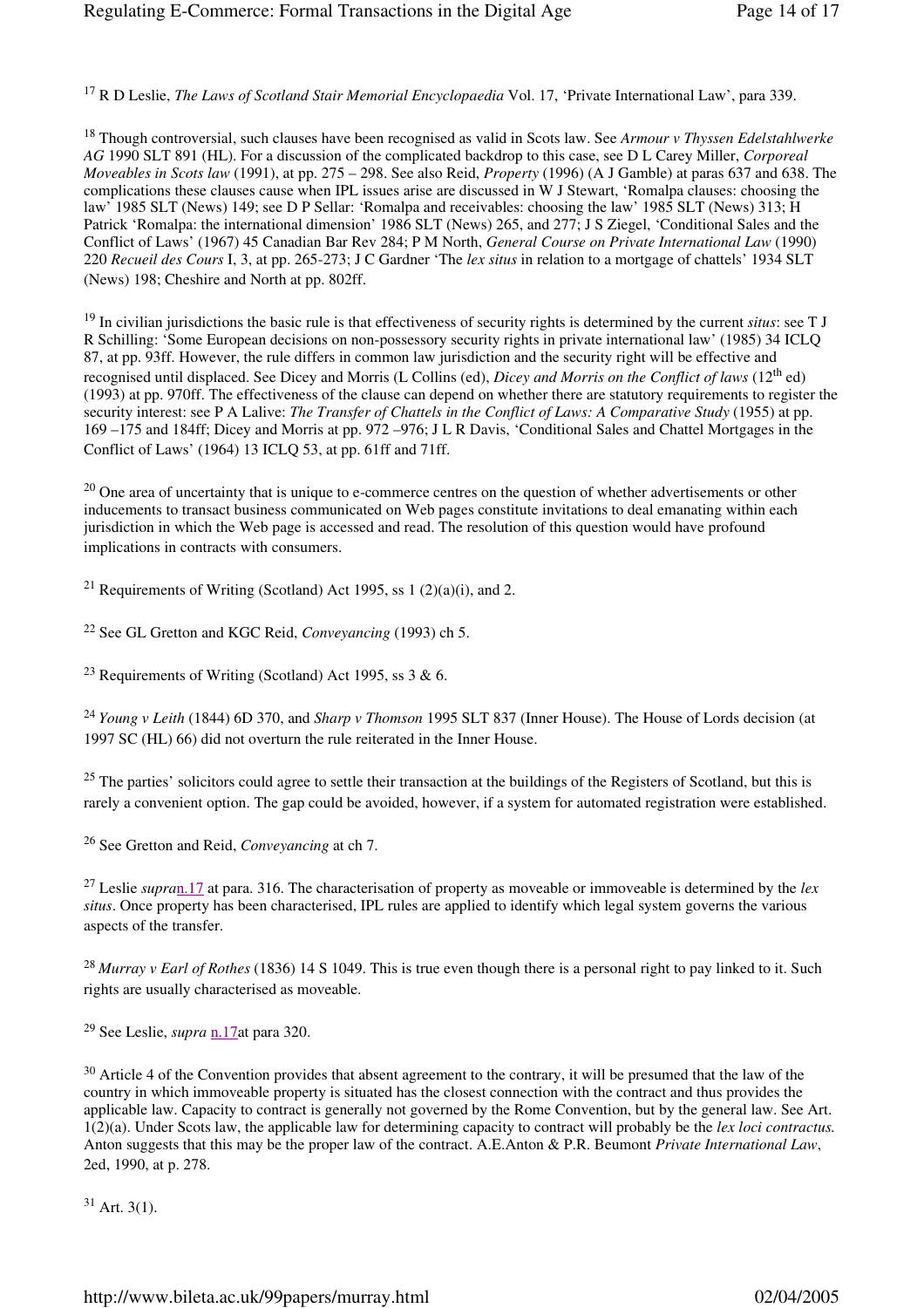[17] R D Leslie, *The Laws of Scotland Stair Memorial Encyclopaedia* Vol. 17, 'Private International Law', para 339.

[18] Though controversial, such clauses have been recognised as valid in Scots law. See *Armour v Thyssen Edelstahlwerke AG* 1990 SLT 891 (HL). For a discussion of the complicated backdrop to this case, see D L Carey Miller, *Corporeal Moveables in Scots law* (1991), at pp. 275 – 298. See also Reid, *Property* (1996) (A J Gamble) at paras 637 and 638. The complications these clauses cause when IPL issues arise are discussed in W J Stewart, 'Romalpa clauses: choosing the law' 1985 SLT (News) 149; see D P Sellar: 'Romalpa and receivables: choosing the law' 1985 SLT (News) 313; H Patrick 'Romalpa: the international dimension' 1986 SLT (News) 265, and 277; J S Ziegel, 'Conditional Sales and the Conflict of Laws' (1967) 45 Canadian Bar Rev 284; P M North, *General Course on Private International Law* (1990) 220 *Recueil des Cours* I, 3, at pp. 265-273; J C Gardner 'The *lex situs* in relation to a mortgage of chattels' 1934 SLT (News) 198; Cheshire and North at pp. 802ff.

[19] In civilian jurisdictions the basic rule is that effectiveness of security rights is determined by the current *situs*: see T J R Schilling: 'Some European decisions on non-possessory security rights in private international law' (1985) 34 ICLQ 87, at pp. 93ff. However, the rule differs in common law jurisdiction and the security right will be effective and recognised until displaced. See Dicey and Morris (L Collins (ed), *Dicey and Morris on the Conflict of laws* (12th ed) (1993) at pp. 970ff. The effectiveness of the clause can depend on whether there are statutory requirements to register the security interest: see P A Lalive: *The Transfer of Chattels in the Conflict of Laws: A Comparative Study* (1955) at pp. 169 –175 and 184ff; Dicey and Morris at pp. 972 –976; J L R Davis, 'Conditional Sales and Chattel Mortgages in the Conflict of Laws' (1964) 13 ICLQ 53, at pp. 61ff and 71ff.

[20] One area of uncertainty that is unique to e-commerce centres on the question of whether advertisements or other inducements to transact business communicated on Web pages constitute invitations to deal emanating within each jurisdiction in which the Web page is accessed and read. The resolution of this question would have profound implications in contracts with consumers.

[21] Requirements of Writing (Scotland) Act 1995, ss 1 (2)(a)(i), and 2.

[22] See GL Gretton and KGC Reid, *Conveyancing* (1993) ch 5.

[23] Requirements of Writing (Scotland) Act 1995, ss 3 & 6.

[24] *Young v Leith* (1844) 6D 370, and *Sharp v Thomson* 1995 SLT 837 (Inner House). The House of Lords decision (at 1997 SC (HL) 66) did not overturn the rule reiterated in the Inner House.

[25] The parties' solicitors could agree to settle their transaction at the buildings of the Registers of Scotland, but this is rarely a convenient option. The gap could be avoided, however, if a system for automated registration were established.

[26] See Gretton and Reid, *Conveyancing* at ch 7.

[27] Leslie *supra*n.17 at para. 316. The characterisation of property as moveable or immoveable is determined by the *lex situs*. Once property has been characterised, IPL rules are applied to identify which legal system governs the various aspects of the transfer.

[28] *Murray v Earl of Rothes* (1836) 14 S 1049. This is true even though there is a personal right to pay linked to it. Such rights are usually characterised as moveable.

[29] See Leslie, *supra* n.17at para 320.

[30] Article 4 of the Convention provides that absent agreement to the contrary, it will be presumed that the law of the country in which immoveable property is situated has the closest connection with the contract and thus provides the applicable law. Capacity to contract is generally not governed by the Rome Convention, but by the general law. See Art. 1(2)(a). Under Scots law, the applicable law for determining capacity to contract will probably be the *lex loci contractus.* Anton suggests that this may be the proper law of the contract. A.E.Anton & P.R. Beumont *Private International Law*, 2ed, 1990, at p. 278.

[31] Art. 3(1).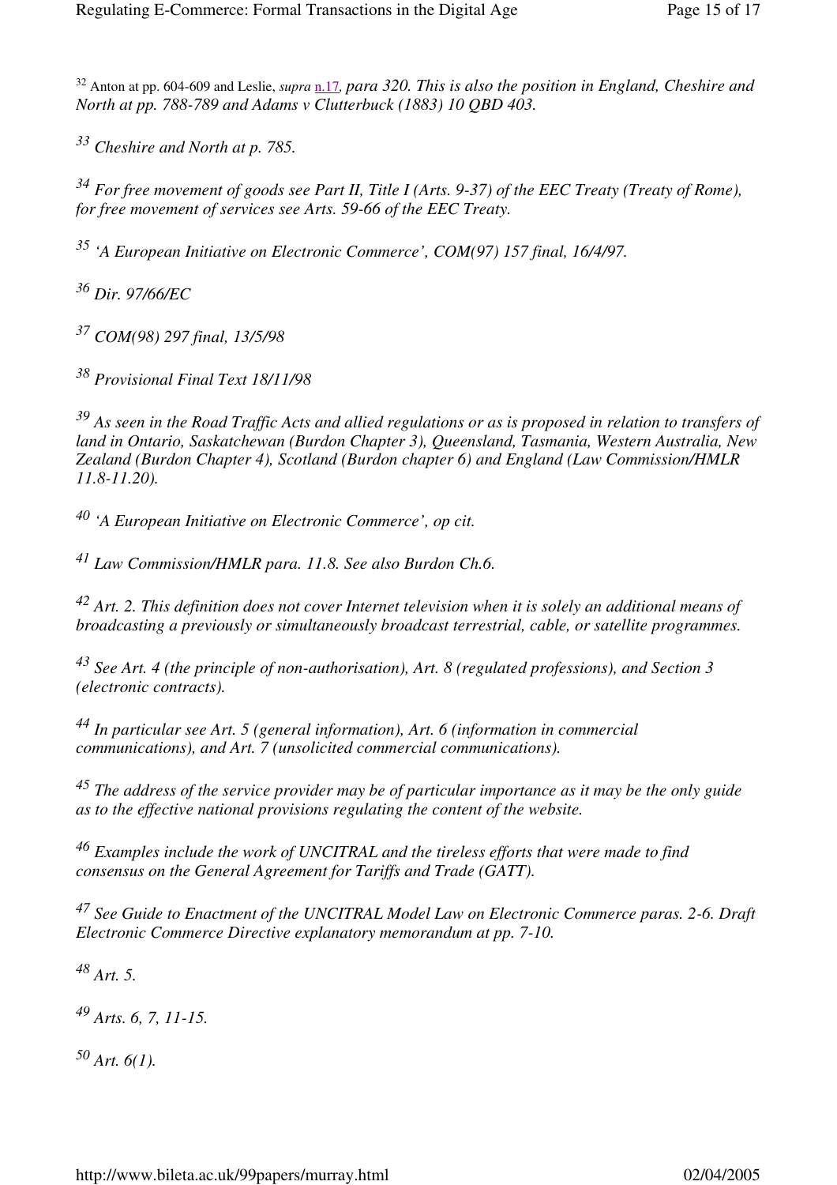[32] Anton at pp. 604-609 and Leslie, *supra* n.17*, para 320. This is also the position in England, Cheshire and North at pp. 788-789 and Adams v Clutterbuck (1883) 10 QBD 403.*

*[33] Cheshire and North at p. 785.*

*[34] For free movement of goods see Part II, Title I (Arts. 9-37) of the EEC Treaty (Treaty of Rome), for free movement of services see Arts. 59-66 of the EEC Treaty.*

*[35] 'A European Initiative on Electronic Commerce', COM(97) 157 final, 16/4/97.*

*[36] Dir. 97/66/EC*

*[37] COM(98) 297 final, 13/5/98*

*[38] Provisional Final Text 18/11/98*

*[39] As seen in the Road Traffic Acts and allied regulations or as is proposed in relation to transfers of land in Ontario, Saskatchewan (Burdon Chapter 3), Queensland, Tasmania, Western Australia, New Zealand (Burdon Chapter 4), Scotland (Burdon chapter 6) and England (Law Commission/HMLR 11.8-11.20).*

*[40] 'A European Initiative on Electronic Commerce', op cit.*

*[41] Law Commission/HMLR para. 11.8. See also Burdon Ch.6.*

*[42] Art. 2. This definition does not cover Internet television when it is solely an additional means of broadcasting a previously or simultaneously broadcast terrestrial, cable, or satellite programmes.*

*[43] See Art. 4 (the principle of non-authorisation), Art. 8 (regulated professions), and Section 3 (electronic contracts).*

*[44] In particular see Art. 5 (general information), Art. 6 (information in commercial communications), and Art. 7 (unsolicited commercial communications).*

*[45] The address of the service provider may be of particular importance as it may be the only guide as to the effective national provisions regulating the content of the website.*

*[46] Examples include the work of UNCITRAL and the tireless efforts that were made to find consensus on the General Agreement for Tariffs and Trade (GATT).*

*[47] See Guide to Enactment of the UNCITRAL Model Law on Electronic Commerce paras. 2-6. Draft Electronic Commerce Directive explanatory memorandum at pp. 7-10.*

*[48] Art. 5.*

*[49] Arts. 6, 7, 11-15.*

*[50] Art. 6(1).*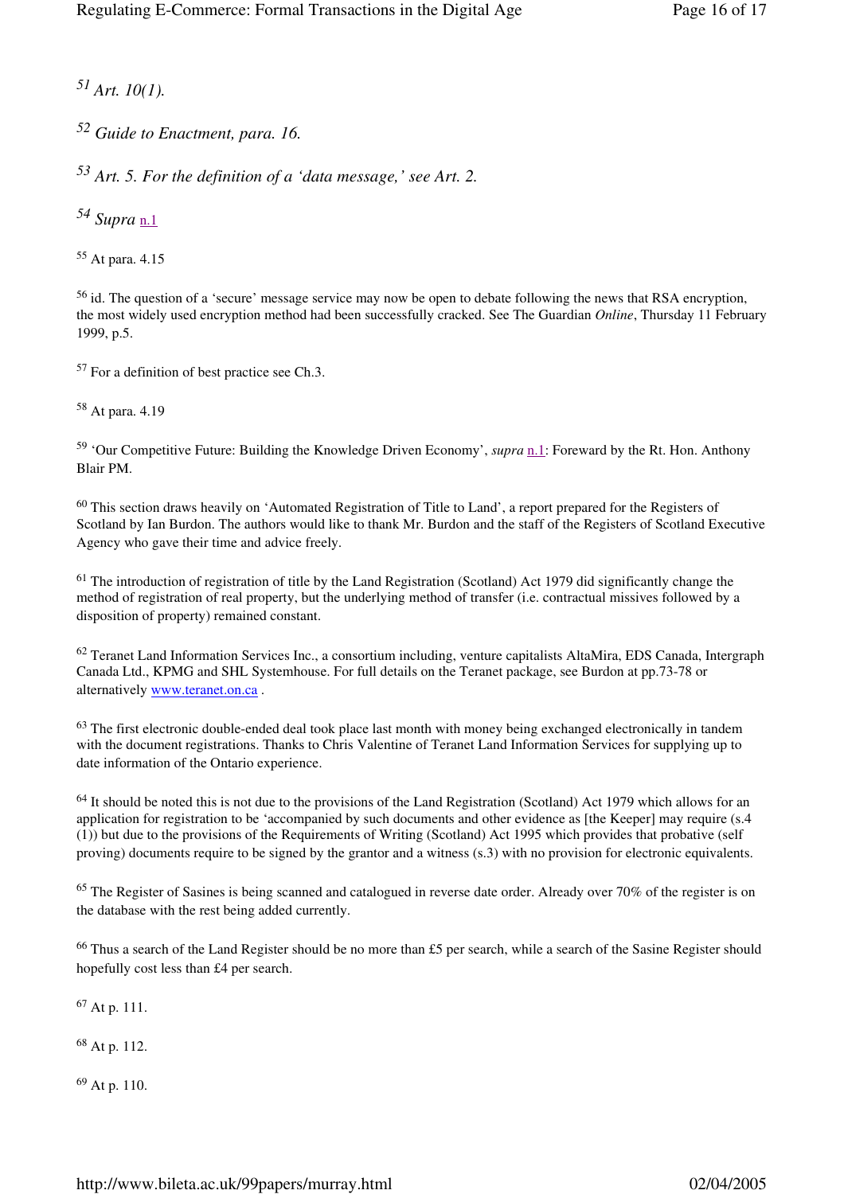[51] *Art. 10(1).*

[52] *Guide to Enactment, para. 16.*

[53] *Art. 5. For the definition of a 'data message,' see Art. 2.*

[54] *Supra* n.1

[55] At para. 4.15

[56] id. The question of a 'secure' message service may now be open to debate following the news that RSA encryption, the most widely used encryption method had been successfully cracked. See The Guardian *Online*, Thursday 11 February 1999, p.5.

[57] For a definition of best practice see Ch.3.

[58] At para. 4.19

[59] 'Our Competitive Future: Building the Knowledge Driven Economy', *supra* n.1: Foreward by the Rt. Hon. Anthony Blair PM.

[60] This section draws heavily on 'Automated Registration of Title to Land', a report prepared for the Registers of Scotland by Ian Burdon. The authors would like to thank Mr. Burdon and the staff of the Registers of Scotland Executive Agency who gave their time and advice freely.

[61] The introduction of registration of title by the Land Registration (Scotland) Act 1979 did significantly change the method of registration of real property, but the underlying method of transfer (i.e. contractual missives followed by a disposition of property) remained constant.

[62] Teranet Land Information Services Inc., a consortium including, venture capitalists AltaMira, EDS Canada, Intergraph Canada Ltd., KPMG and SHL Systemhouse. For full details on the Teranet package, see Burdon at pp.73-78 or alternatively www.teranet.on.ca .

[63] The first electronic double-ended deal took place last month with money being exchanged electronically in tandem with the document registrations. Thanks to Chris Valentine of Teranet Land Information Services for supplying up to date information of the Ontario experience.

[64] It should be noted this is not due to the provisions of the Land Registration (Scotland) Act 1979 which allows for an application for registration to be 'accompanied by such documents and other evidence as [the Keeper] may require (s.4 (1)) but due to the provisions of the Requirements of Writing (Scotland) Act 1995 which provides that probative (self proving) documents require to be signed by the grantor and a witness (s.3) with no provision for electronic equivalents.

[65] The Register of Sasines is being scanned and catalogued in reverse date order. Already over 70% of the register is on the database with the rest being added currently.

[66] Thus a search of the Land Register should be no more than £5 per search, while a search of the Sasine Register should hopefully cost less than £4 per search.

[67] At p. 111.

[68] At p. 112.

[69] At p. 110.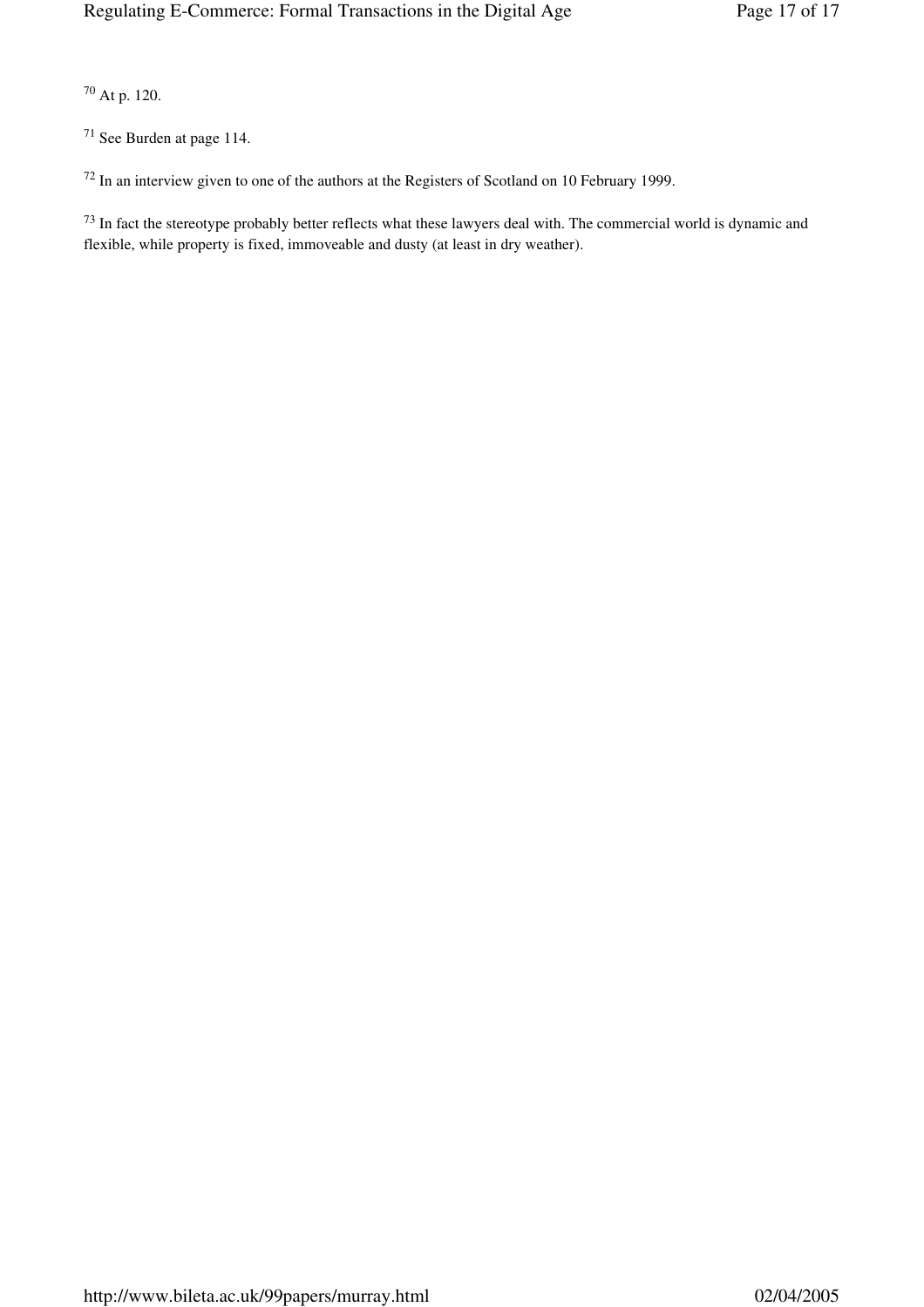[70] At p. 120.

[71] See Burden at page 114.

[72] In an interview given to one of the authors at the Registers of Scotland on 10 February 1999.

[73] In fact the stereotype probably better reflects what these lawyers deal with. The commercial world is dynamic and flexible, while property is fixed, immoveable and dusty (at least in dry weather).